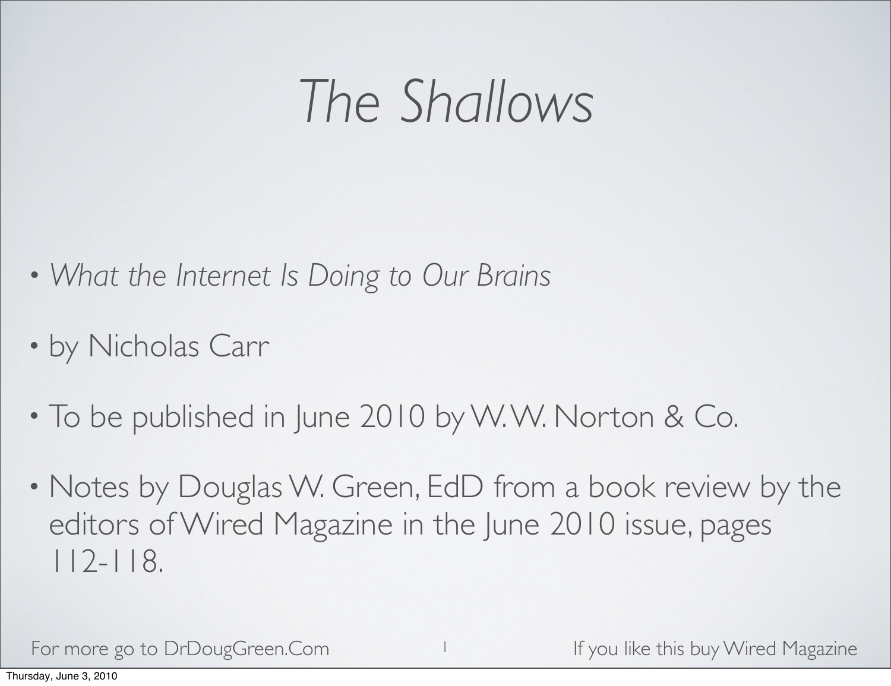# *The Shallows*

- *What the Internet Is Doing to Our Brains*
- by Nicholas Carr
- To be published in June 2010 by W. W. Norton & Co.
- Notes by Douglas W. Green, EdD from a book review by the editors of Wired Magazine in the June 2010 issue, pages 112-118.

For more go to DrDougGreen.Com

If you like this buy Wired Magazine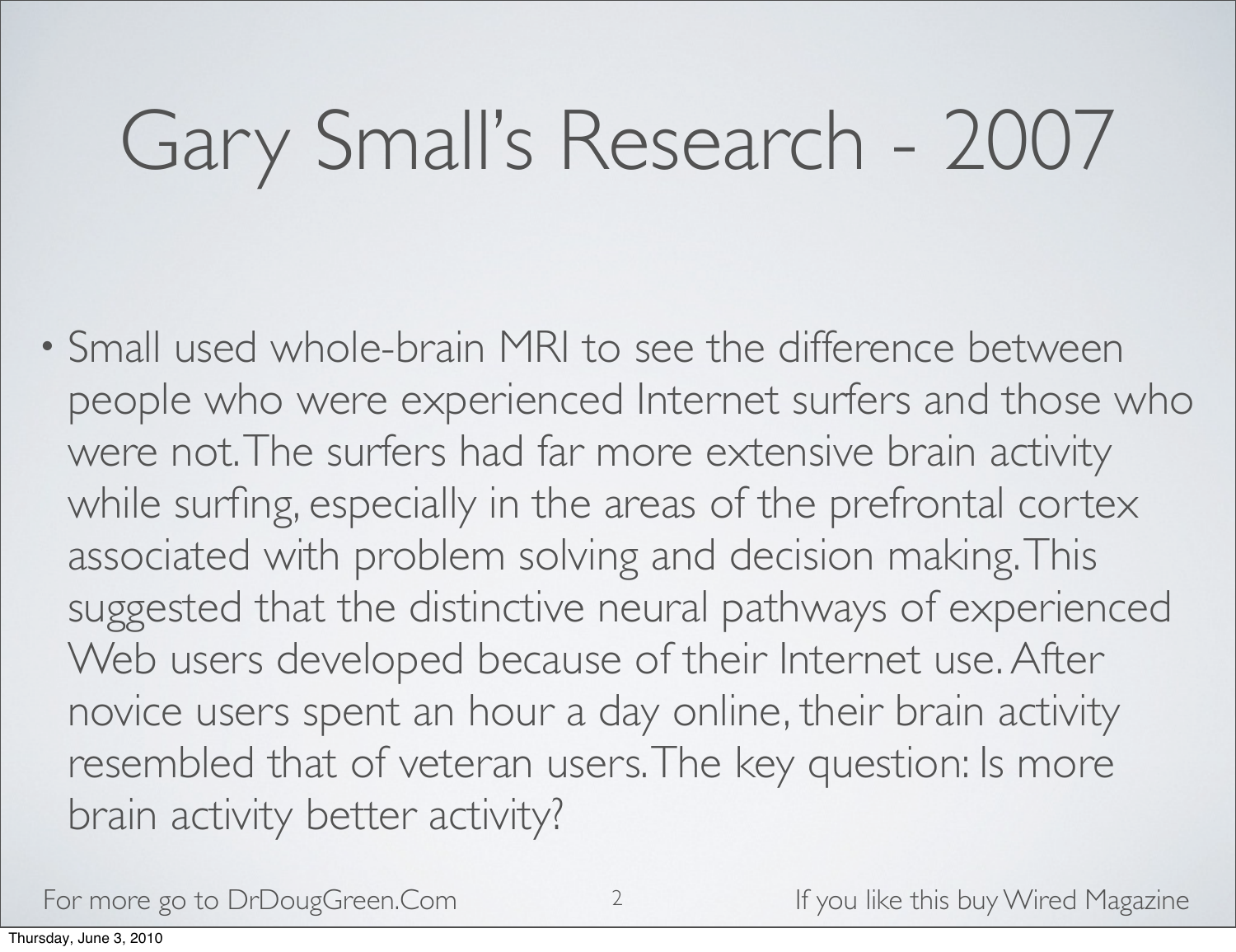# Gary Small's Research - 2007

- Small used whole-brain MRI to see the difference between people who were experienced Internet surfers and those who were not. The surfers had far more extensive brain activity while surfing, especially in the areas of the prefrontal cortex associated with problem solving and decision making. This suggested that the distinctive neural pathways of experienced Web users developed because of their Internet use. After novice users spent an hour a day online, their brain activity resembled that of veteran users. The key question: Is more brain activity better activity?

For more go to DrDougGreen.Com

If you like this buy Wired Magazine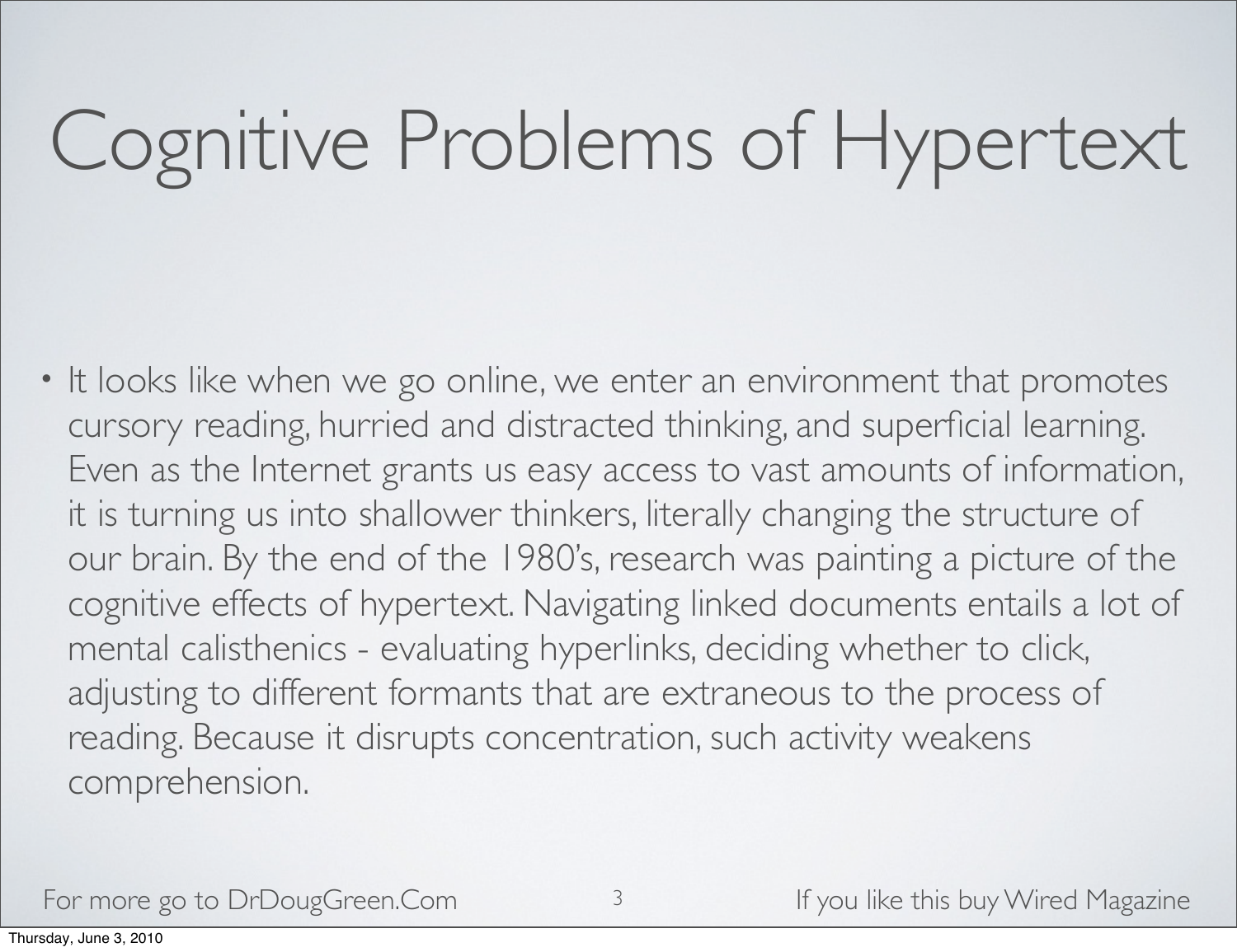# Cognitive Problems of Hypertext

- It looks like when we go online, we enter an environment that promotes cursory reading, hurried and distracted thinking, and superficial learning. Even as the Internet grants us easy access to vast amounts of information, it is turning us into shallower thinkers, literally changing the structure of our brain. By the end of the 1980's, research was painting a picture of the cognitive effects of hypertext. Navigating linked documents entails a lot of mental calisthenics - evaluating hyperlinks, deciding whether to click, adjusting to different formants that are extraneous to the process of reading. Because it disrupts concentration, such activity weakens comprehension.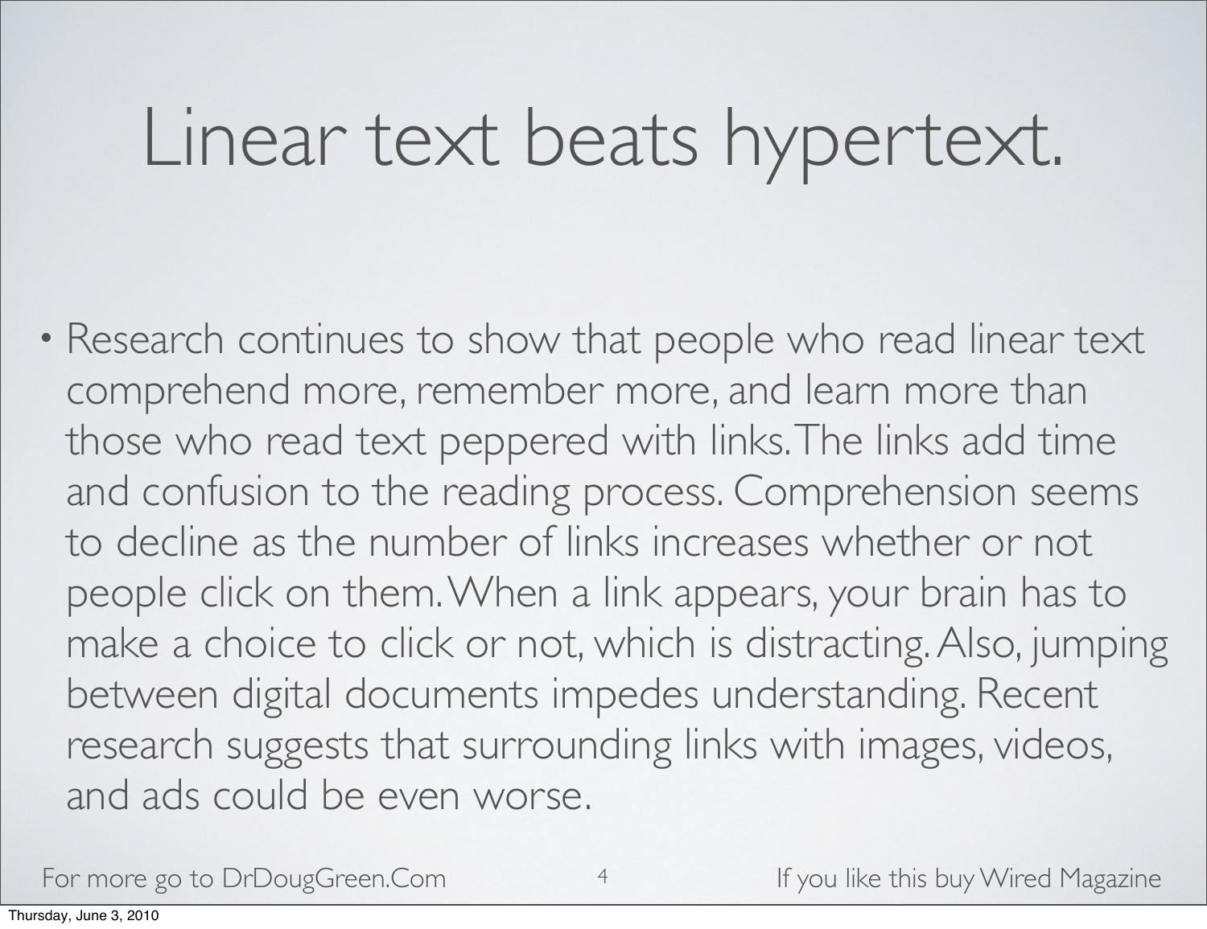# Linear text beats hypertext.

- Research continues to show that people who read linear text comprehend more, remember more, and learn more than those who read text peppered with links. The links add time and confusion to the reading process. Comprehension seems to decline as the number of links increases whether or not people click on them. When a link appears, your brain has to make a choice to click or not, which is distracting. Also, jumping between digital documents impedes understanding. Recent research suggests that surrounding links with images, videos, and ads could be even worse.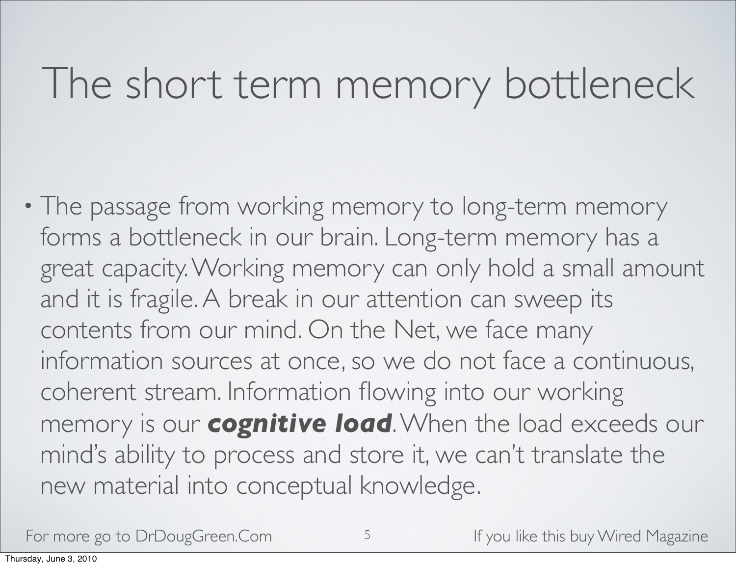# The short term memory bottleneck

- The passage from working memory to long-term memory forms a bottleneck in our brain. Long-term memory has a great capacity. Working memory can only hold a small amount and it is fragile. A break in our attention can sweep its contents from our mind. On the Net, we face many information sources at once, so we do not face a continuous, coherent stream. Information flowing into our working memory is our ***cognitive load***. When the load exceeds our mind's ability to process and store it, we can't translate the new material into conceptual knowledge.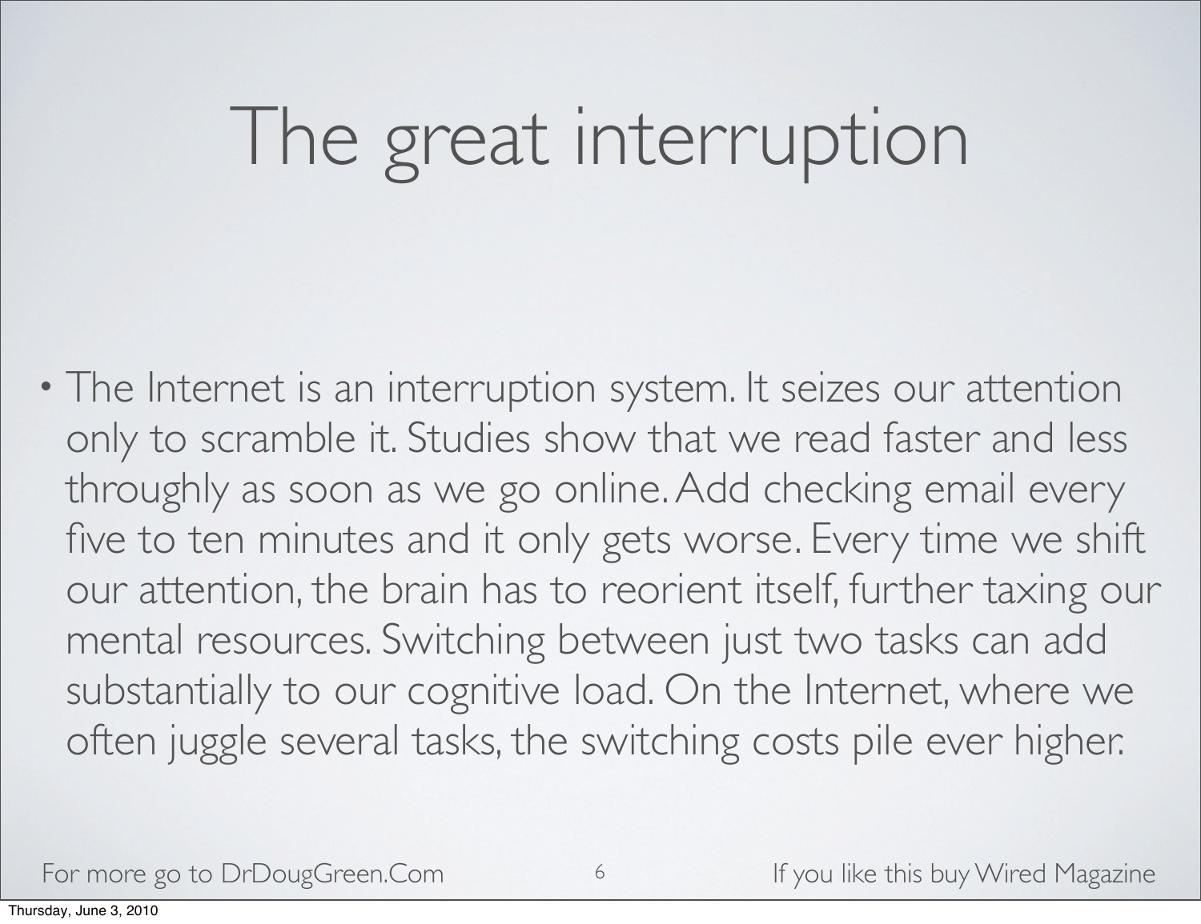# The great interruption

- The Internet is an interruption system. It seizes our attention only to scramble it. Studies show that we read faster and less throughly as soon as we go online. Add checking email every five to ten minutes and it only gets worse. Every time we shift our attention, the brain has to reorient itself, further taxing our mental resources. Switching between just two tasks can add substantially to our cognitive load. On the Internet, where we often juggle several tasks, the switching costs pile ever higher.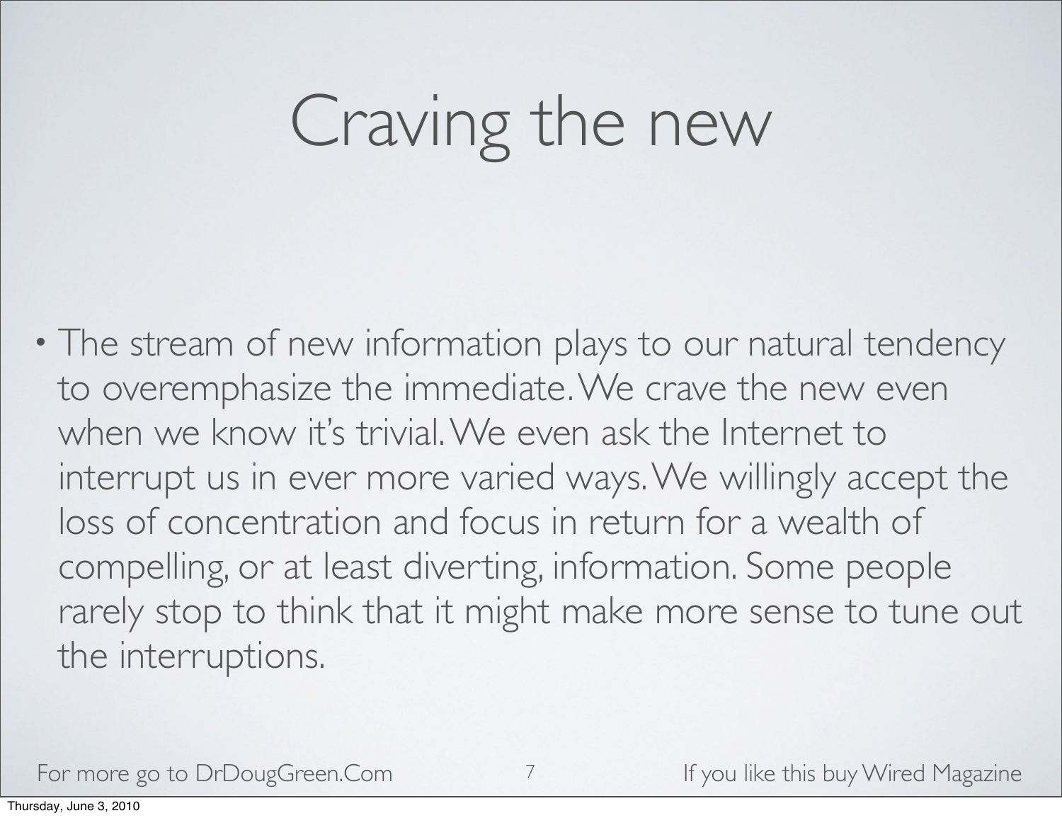# Craving the new

- The stream of new information plays to our natural tendency to overemphasize the immediate. We crave the new even when we know it's trivial. We even ask the Internet to interrupt us in ever more varied ways. We willingly accept the loss of concentration and focus in return for a wealth of compelling, or at least diverting, information. Some people rarely stop to think that it might make more sense to tune out the interruptions.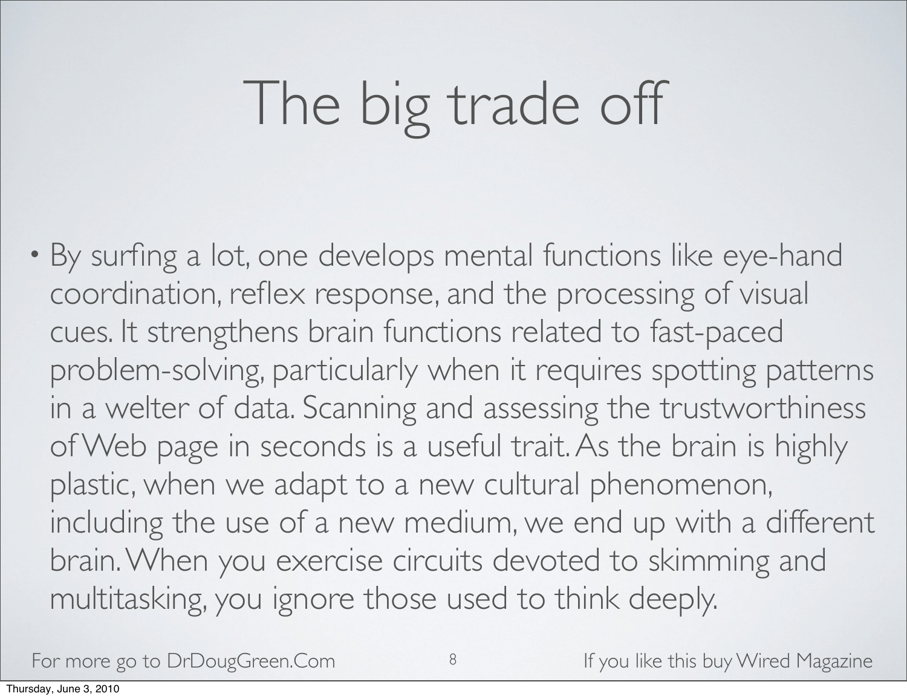# The big trade off

- By surfing a lot, one develops mental functions like eye-hand coordination, reflex response, and the processing of visual cues. It strengthens brain functions related to fast-paced problem-solving, particularly when it requires spotting patterns in a welter of data. Scanning and assessing the trustworthiness of Web page in seconds is a useful trait. As the brain is highly plastic, when we adapt to a new cultural phenomenon, including the use of a new medium, we end up with a different brain. When you exercise circuits devoted to skimming and multitasking, you ignore those used to think deeply.

For more go to DrDougGreen.Com

If you like this buy Wired Magazine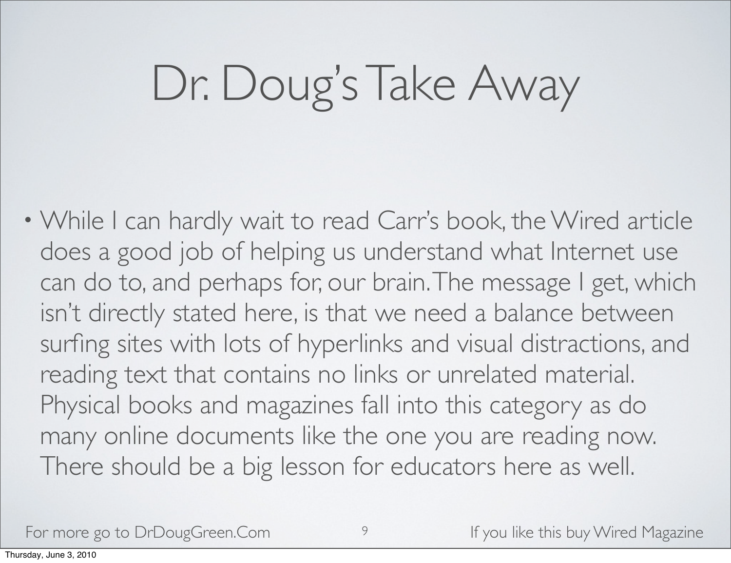# Dr. Doug's Take Away

- While I can hardly wait to read Carr's book, the Wired article does a good job of helping us understand what Internet use can do to, and perhaps for, our brain. The message I get, which isn't directly stated here, is that we need a balance between surfing sites with lots of hyperlinks and visual distractions, and reading text that contains no links or unrelated material. Physical books and magazines fall into this category as do many online documents like the one you are reading now. There should be a big lesson for educators here as well.